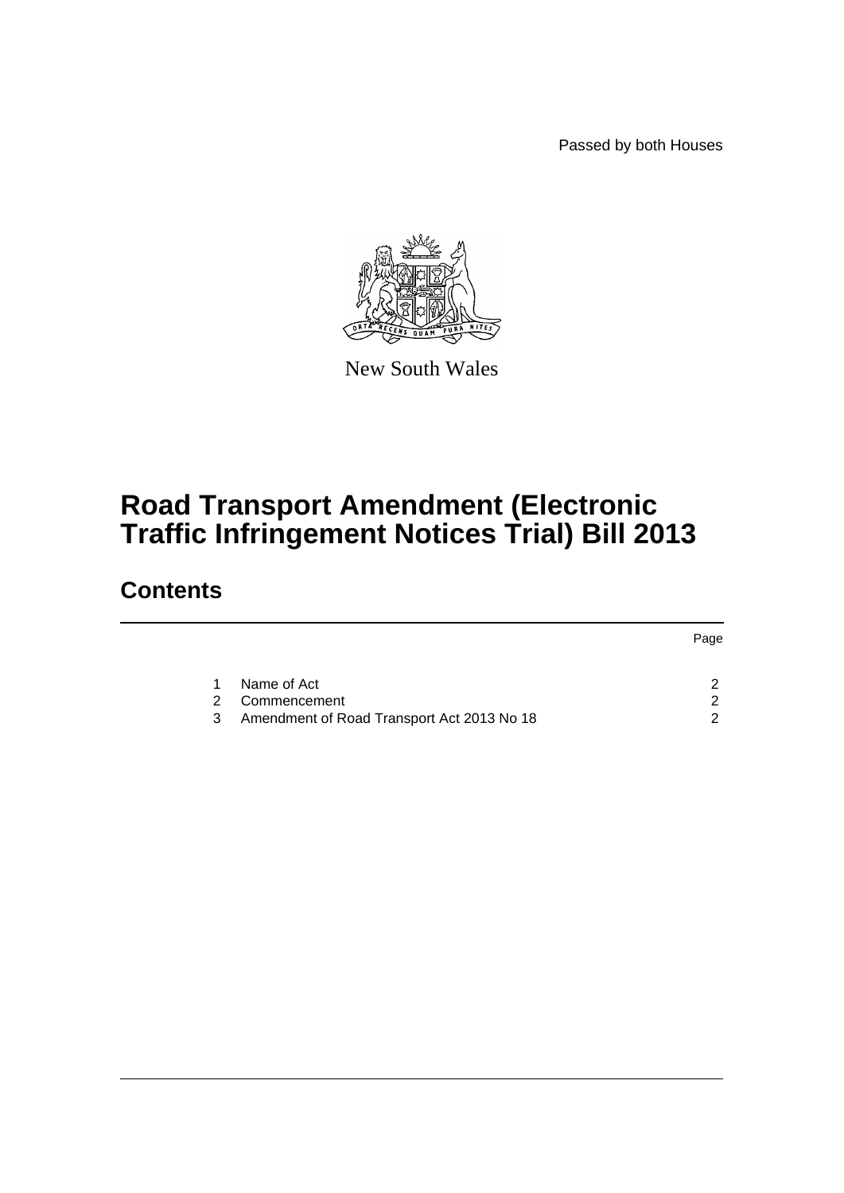Passed by both Houses

New South Wales

# Road Transport Amendment (Electronic Traffic Infringement Notices Trial) Bill 2013

## Contents

| | | Page |
|---|---|---|
| 1 | Name of Act | 2 |
| 2 | Commencement | 2 |
| 3 | Amendment of Road Transport Act 2013 No 18 | 2 |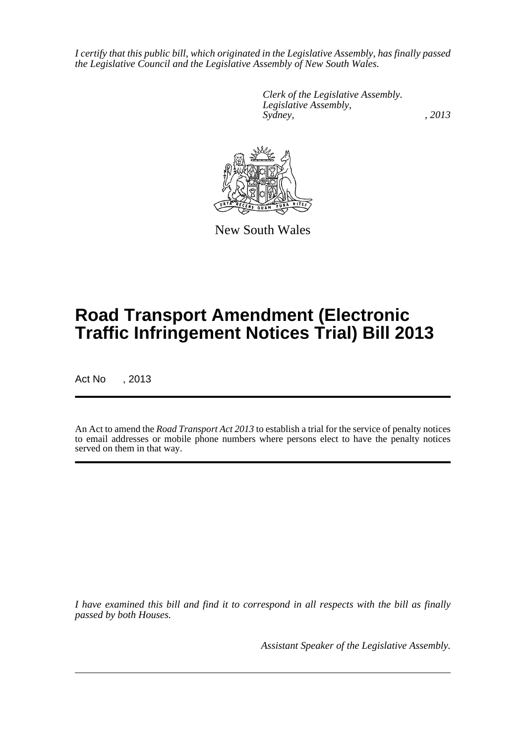*I certify that this public bill, which originated in the Legislative Assembly, has finally passed the Legislative Council and the Legislative Assembly of New South Wales.*

*Clerk of the Legislative Assembly.*
*Legislative Assembly,*
*Sydney, , 2013*

New South Wales

# Road Transport Amendment (Electronic Traffic Infringement Notices Trial) Bill 2013

Act No , 2013

An Act to amend the *Road Transport Act 2013* to establish a trial for the service of penalty notices to email addresses or mobile phone numbers where persons elect to have the penalty notices served on them in that way.

*I have examined this bill and find it to correspond in all respects with the bill as finally passed by both Houses.*

*Assistant Speaker of the Legislative Assembly.*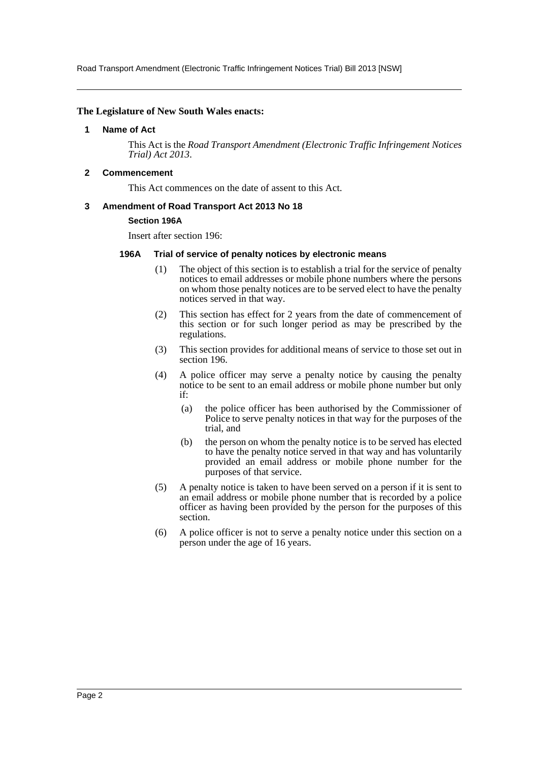**The Legislature of New South Wales enacts:**

## 1 Name of Act

This Act is the *Road Transport Amendment (Electronic Traffic Infringement Notices Trial) Act 2013*.

## 2 Commencement

This Act commences on the date of assent to this Act.

## 3 Amendment of Road Transport Act 2013 No 18

**Section 196A**

Insert after section 196:

### 196A Trial of service of penalty notices by electronic means

(1) The object of this section is to establish a trial for the service of penalty notices to email addresses or mobile phone numbers where the persons on whom those penalty notices are to be served elect to have the penalty notices served in that way.

(2) This section has effect for 2 years from the date of commencement of this section or for such longer period as may be prescribed by the regulations.

(3) This section provides for additional means of service to those set out in section 196.

(4) A police officer may serve a penalty notice by causing the penalty notice to be sent to an email address or mobile phone number but only if:

(a) the police officer has been authorised by the Commissioner of Police to serve penalty notices in that way for the purposes of the trial, and

(b) the person on whom the penalty notice is to be served has elected to have the penalty notice served in that way and has voluntarily provided an email address or mobile phone number for the purposes of that service.

(5) A penalty notice is taken to have been served on a person if it is sent to an email address or mobile phone number that is recorded by a police officer as having been provided by the person for the purposes of this section.

(6) A police officer is not to serve a penalty notice under this section on a person under the age of 16 years.